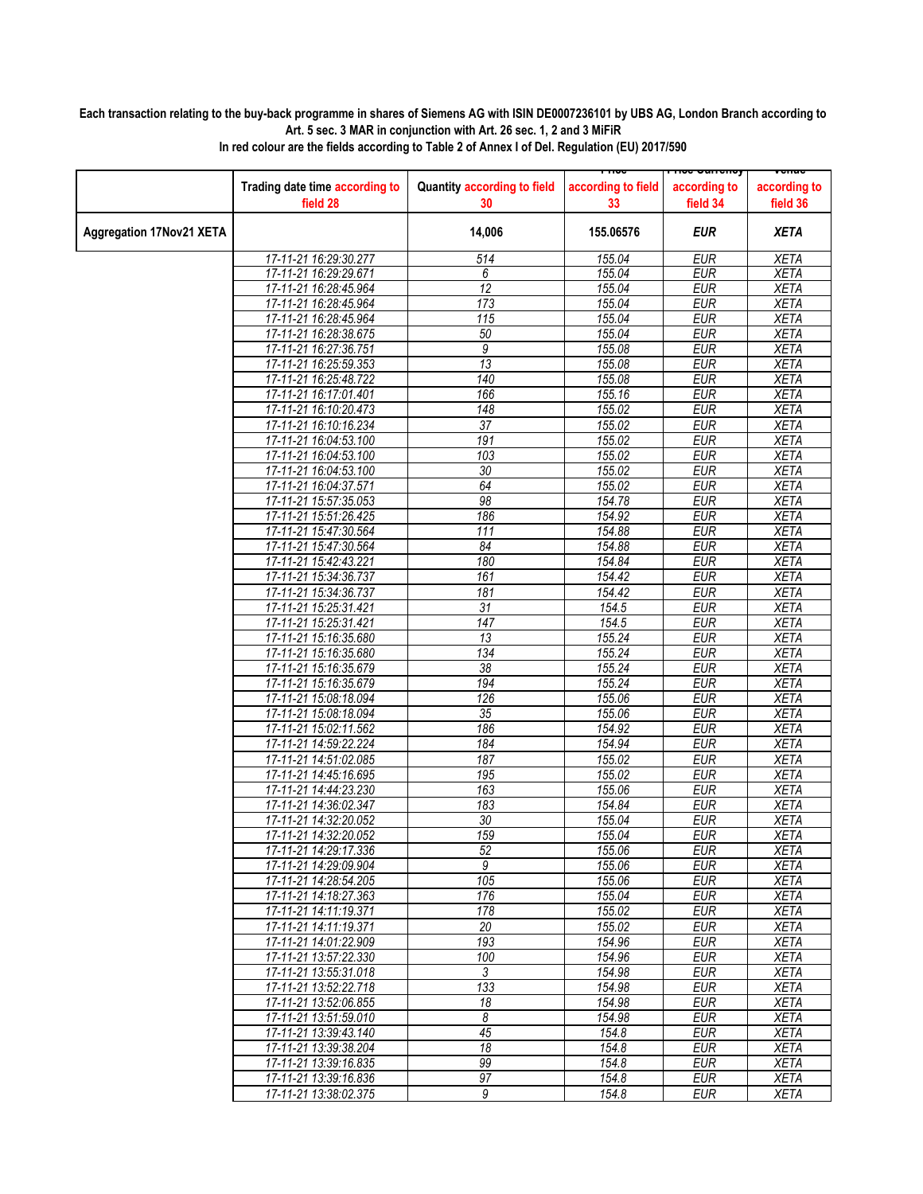**Each transaction relating to the buy-back programme in shares of Siemens AG with ISIN DE0007236101 by UBS AG, London Branch according to Art. 5 sec. 3 MAR in conjunction with Art. 26 sec. 1, 2 and 3 MiFiR**

**In red colour are the fields according to Table 2 of Annex I of Del. Regulation (EU) 2017/590**

| | Trading date time according to field 28 | Quantity according to field 30 | Price according to field 33 | Price Currency according to field 34 | Venue according to field 36 |
|---|---|---|---|---|---|
| **Aggregation 17Nov21 XETA** | | **14,006** | **155.06576** | ***EUR*** | ***XETA*** |
| | 17-11-21 16:29:30.277 | 514 | 155.04 | EUR | XETA |
| | 17-11-21 16:29:29.671 | 6 | 155.04 | EUR | XETA |
| | 17-11-21 16:28:45.964 | 12 | 155.04 | EUR | XETA |
| | 17-11-21 16:28:45.964 | 173 | 155.04 | EUR | XETA |
| | 17-11-21 16:28:45.964 | 115 | 155.04 | EUR | XETA |
| | 17-11-21 16:28:38.675 | 50 | 155.04 | EUR | XETA |
| | 17-11-21 16:27:36.751 | 9 | 155.08 | EUR | XETA |
| | 17-11-21 16:25:59.353 | 13 | 155.08 | EUR | XETA |
| | 17-11-21 16:25:48.722 | 140 | 155.08 | EUR | XETA |
| | 17-11-21 16:17:01.401 | 166 | 155.16 | EUR | XETA |
| | 17-11-21 16:10:20.473 | 148 | 155.02 | EUR | XETA |
| | 17-11-21 16:10:16.234 | 37 | 155.02 | EUR | XETA |
| | 17-11-21 16:04:53.100 | 191 | 155.02 | EUR | XETA |
| | 17-11-21 16:04:53.100 | 103 | 155.02 | EUR | XETA |
| | 17-11-21 16:04:53.100 | 30 | 155.02 | EUR | XETA |
| | 17-11-21 16:04:37.571 | 64 | 155.02 | EUR | XETA |
| | 17-11-21 15:57:35.053 | 98 | 154.78 | EUR | XETA |
| | 17-11-21 15:51:26.425 | 186 | 154.92 | EUR | XETA |
| | 17-11-21 15:47:30.564 | 111 | 154.88 | EUR | XETA |
| | 17-11-21 15:47:30.564 | 84 | 154.88 | EUR | XETA |
| | 17-11-21 15:42:43.221 | 180 | 154.84 | EUR | XETA |
| | 17-11-21 15:34:36.737 | 161 | 154.42 | EUR | XETA |
| | 17-11-21 15:34:36.737 | 181 | 154.42 | EUR | XETA |
| | 17-11-21 15:25:31.421 | 31 | 154.5 | EUR | XETA |
| | 17-11-21 15:25:31.421 | 147 | 154.5 | EUR | XETA |
| | 17-11-21 15:16:35.680 | 13 | 155.24 | EUR | XETA |
| | 17-11-21 15:16:35.680 | 134 | 155.24 | EUR | XETA |
| | 17-11-21 15:16:35.679 | 38 | 155.24 | EUR | XETA |
| | 17-11-21 15:16:35.679 | 194 | 155.24 | EUR | XETA |
| | 17-11-21 15:08:18.094 | 126 | 155.06 | EUR | XETA |
| | 17-11-21 15:08:18.094 | 35 | 155.06 | EUR | XETA |
| | 17-11-21 15:02:11.562 | 186 | 154.92 | EUR | XETA |
| | 17-11-21 14:59:22.224 | 184 | 154.94 | EUR | XETA |
| | 17-11-21 14:51:02.085 | 187 | 155.02 | EUR | XETA |
| | 17-11-21 14:45:16.695 | 195 | 155.02 | EUR | XETA |
| | 17-11-21 14:44:23.230 | 163 | 155.06 | EUR | XETA |
| | 17-11-21 14:36:02.347 | 183 | 154.84 | EUR | XETA |
| | 17-11-21 14:32:20.052 | 30 | 155.04 | EUR | XETA |
| | 17-11-21 14:32:20.052 | 159 | 155.04 | EUR | XETA |
| | 17-11-21 14:29:17.336 | 52 | 155.06 | EUR | XETA |
| | 17-11-21 14:29:09.904 | 9 | 155.06 | EUR | XETA |
| | 17-11-21 14:28:54.205 | 105 | 155.06 | EUR | XETA |
| | 17-11-21 14:18:27.363 | 176 | 155.04 | EUR | XETA |
| | 17-11-21 14:11:19.371 | 178 | 155.02 | EUR | XETA |
| | 17-11-21 14:11:19.371 | 20 | 155.02 | EUR | XETA |
| | 17-11-21 14:01:22.909 | 193 | 154.96 | EUR | XETA |
| | 17-11-21 13:57:22.330 | 100 | 154.96 | EUR | XETA |
| | 17-11-21 13:55:31.018 | 3 | 154.98 | EUR | XETA |
| | 17-11-21 13:52:22.718 | 133 | 154.98 | EUR | XETA |
| | 17-11-21 13:52:06.855 | 18 | 154.98 | EUR | XETA |
| | 17-11-21 13:51:59.010 | 8 | 154.98 | EUR | XETA |
| | 17-11-21 13:39:43.140 | 45 | 154.8 | EUR | XETA |
| | 17-11-21 13:39:38.204 | 18 | 154.8 | EUR | XETA |
| | 17-11-21 13:39:16.835 | 99 | 154.8 | EUR | XETA |
| | 17-11-21 13:39:16.836 | 97 | 154.8 | EUR | XETA |
| | 17-11-21 13:38:02.375 | 9 | 154.8 | EUR | XETA |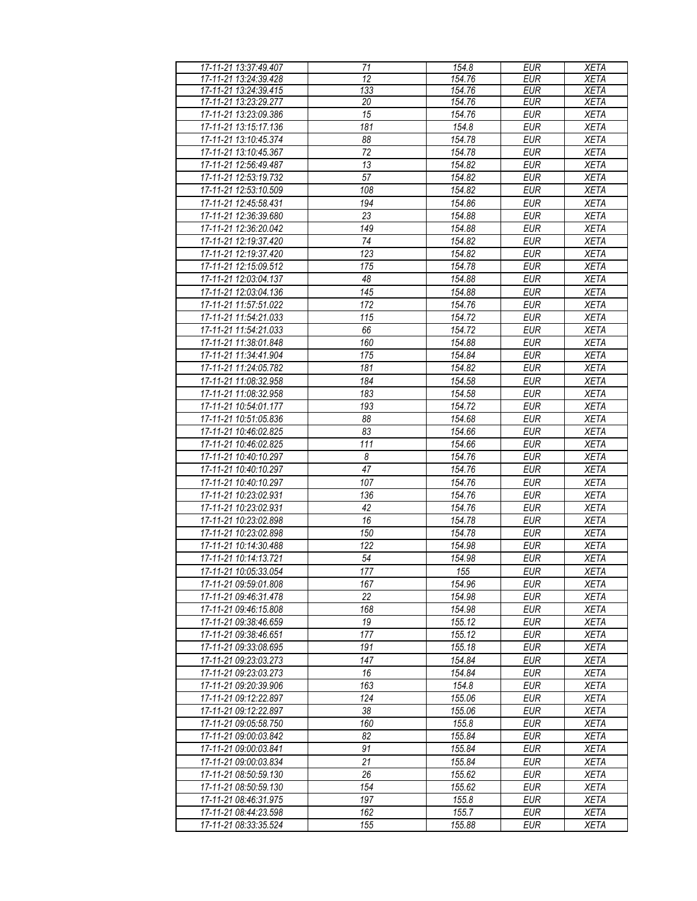| | | | | |
|---|---|---|---|---|
| 17-11-21 13:37:49.407 | 71 | 154.8 | EUR | XETA |
| 17-11-21 13:24:39.428 | 12 | 154.76 | EUR | XETA |
| 17-11-21 13:24:39.415 | 133 | 154.76 | EUR | XETA |
| 17-11-21 13:23:29.277 | 20 | 154.76 | EUR | XETA |
| 17-11-21 13:23:09.386 | 15 | 154.76 | EUR | XETA |
| 17-11-21 13:15:17.136 | 181 | 154.8 | EUR | XETA |
| 17-11-21 13:10:45.374 | 88 | 154.78 | EUR | XETA |
| 17-11-21 13:10:45.367 | 72 | 154.78 | EUR | XETA |
| 17-11-21 12:56:49.487 | 13 | 154.82 | EUR | XETA |
| 17-11-21 12:53:19.732 | 57 | 154.82 | EUR | XETA |
| 17-11-21 12:53:10.509 | 108 | 154.82 | EUR | XETA |
| 17-11-21 12:45:58.431 | 194 | 154.86 | EUR | XETA |
| 17-11-21 12:36:39.680 | 23 | 154.88 | EUR | XETA |
| 17-11-21 12:36:20.042 | 149 | 154.88 | EUR | XETA |
| 17-11-21 12:19:37.420 | 74 | 154.82 | EUR | XETA |
| 17-11-21 12:19:37.420 | 123 | 154.82 | EUR | XETA |
| 17-11-21 12:15:09.512 | 175 | 154.78 | EUR | XETA |
| 17-11-21 12:03:04.137 | 48 | 154.88 | EUR | XETA |
| 17-11-21 12:03:04.136 | 145 | 154.88 | EUR | XETA |
| 17-11-21 11:57:51.022 | 172 | 154.76 | EUR | XETA |
| 17-11-21 11:54:21.033 | 115 | 154.72 | EUR | XETA |
| 17-11-21 11:54:21.033 | 66 | 154.72 | EUR | XETA |
| 17-11-21 11:38:01.848 | 160 | 154.88 | EUR | XETA |
| 17-11-21 11:34:41.904 | 175 | 154.84 | EUR | XETA |
| 17-11-21 11:24:05.782 | 181 | 154.82 | EUR | XETA |
| 17-11-21 11:08:32.958 | 184 | 154.58 | EUR | XETA |
| 17-11-21 11:08:32.958 | 183 | 154.58 | EUR | XETA |
| 17-11-21 10:54:01.177 | 193 | 154.72 | EUR | XETA |
| 17-11-21 10:51:05.836 | 88 | 154.68 | EUR | XETA |
| 17-11-21 10:46:02.825 | 83 | 154.66 | EUR | XETA |
| 17-11-21 10:46:02.825 | 111 | 154.66 | EUR | XETA |
| 17-11-21 10:40:10.297 | 8 | 154.76 | EUR | XETA |
| 17-11-21 10:40:10.297 | 47 | 154.76 | EUR | XETA |
| 17-11-21 10:40:10.297 | 107 | 154.76 | EUR | XETA |
| 17-11-21 10:23:02.931 | 136 | 154.76 | EUR | XETA |
| 17-11-21 10:23:02.931 | 42 | 154.76 | EUR | XETA |
| 17-11-21 10:23:02.898 | 16 | 154.78 | EUR | XETA |
| 17-11-21 10:23:02.898 | 150 | 154.78 | EUR | XETA |
| 17-11-21 10:14:30.488 | 122 | 154.98 | EUR | XETA |
| 17-11-21 10:14:13.721 | 54 | 154.98 | EUR | XETA |
| 17-11-21 10:05:33.054 | 177 | 155 | EUR | XETA |
| 17-11-21 09:59:01.808 | 167 | 154.96 | EUR | XETA |
| 17-11-21 09:46:31.478 | 22 | 154.98 | EUR | XETA |
| 17-11-21 09:46:15.808 | 168 | 154.98 | EUR | XETA |
| 17-11-21 09:38:46.659 | 19 | 155.12 | EUR | XETA |
| 17-11-21 09:38:46.651 | 177 | 155.12 | EUR | XETA |
| 17-11-21 09:33:08.695 | 191 | 155.18 | EUR | XETA |
| 17-11-21 09:23:03.273 | 147 | 154.84 | EUR | XETA |
| 17-11-21 09:23:03.273 | 16 | 154.84 | EUR | XETA |
| 17-11-21 09:20:39.906 | 163 | 154.8 | EUR | XETA |
| 17-11-21 09:12:22.897 | 124 | 155.06 | EUR | XETA |
| 17-11-21 09:12:22.897 | 38 | 155.06 | EUR | XETA |
| 17-11-21 09:05:58.750 | 160 | 155.8 | EUR | XETA |
| 17-11-21 09:00:03.842 | 82 | 155.84 | EUR | XETA |
| 17-11-21 09:00:03.841 | 91 | 155.84 | EUR | XETA |
| 17-11-21 09:00:03.834 | 21 | 155.84 | EUR | XETA |
| 17-11-21 08:50:59.130 | 26 | 155.62 | EUR | XETA |
| 17-11-21 08:50:59.130 | 154 | 155.62 | EUR | XETA |
| 17-11-21 08:46:31.975 | 197 | 155.8 | EUR | XETA |
| 17-11-21 08:44:23.598 | 162 | 155.7 | EUR | XETA |
| 17-11-21 08:33:35.524 | 155 | 155.88 | EUR | XETA |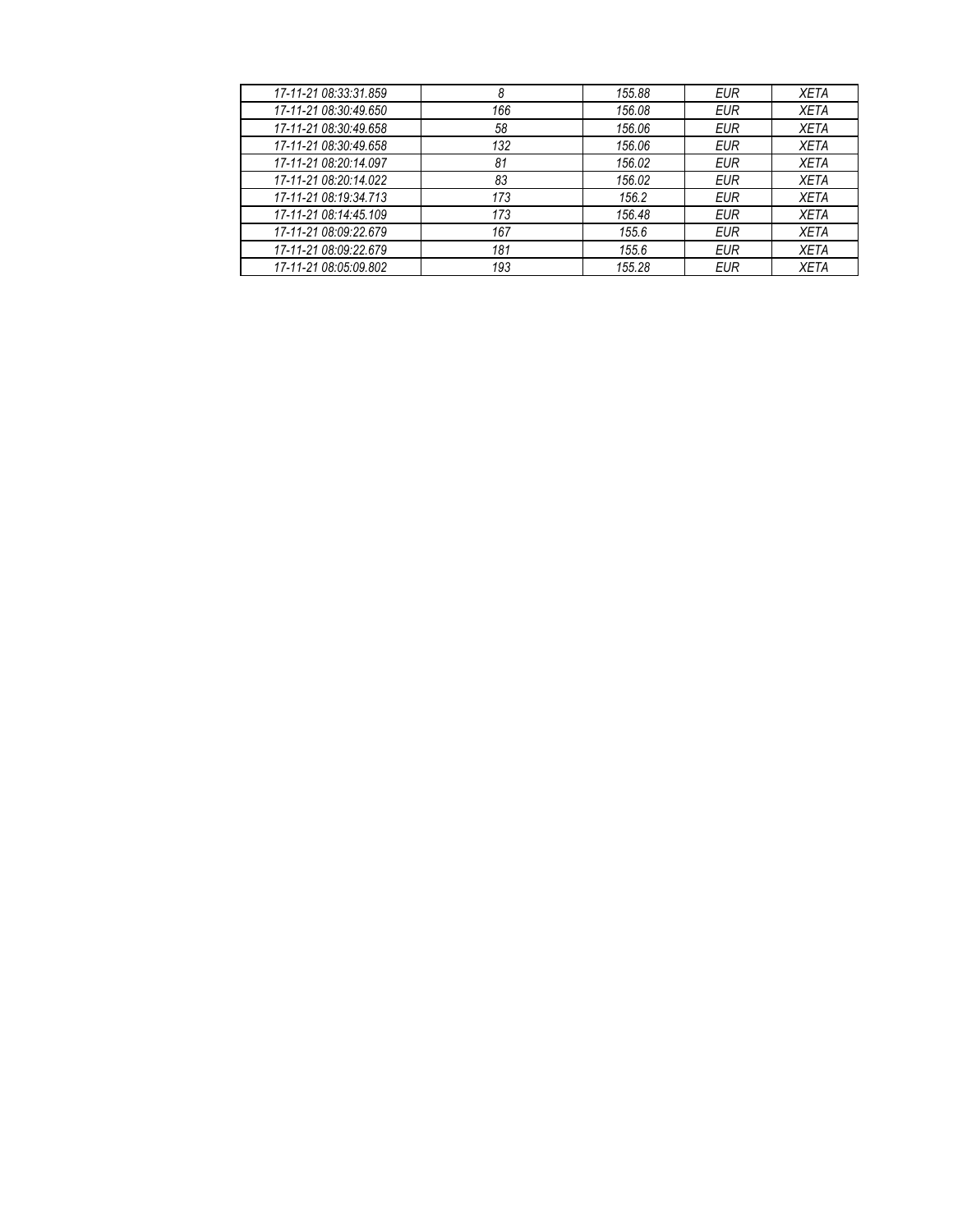| | | | | |
|---|---|---|---|---|
| *17-11-21 08:33:31.859* | *8* | *155.88* | *EUR* | *XETA* |
| *17-11-21 08:30:49.650* | *166* | *156.08* | *EUR* | *XETA* |
| *17-11-21 08:30:49.658* | *58* | *156.06* | *EUR* | *XETA* |
| *17-11-21 08:30:49.658* | *132* | *156.06* | *EUR* | *XETA* |
| *17-11-21 08:20:14.097* | *81* | *156.02* | *EUR* | *XETA* |
| *17-11-21 08:20:14.022* | *83* | *156.02* | *EUR* | *XETA* |
| *17-11-21 08:19:34.713* | *173* | *156.2* | *EUR* | *XETA* |
| *17-11-21 08:14:45.109* | *173* | *156.48* | *EUR* | *XETA* |
| *17-11-21 08:09:22.679* | *167* | *155.6* | *EUR* | *XETA* |
| *17-11-21 08:09:22.679* | *181* | *155.6* | *EUR* | *XETA* |
| *17-11-21 08:05:09.802* | *193* | *155.28* | *EUR* | *XETA* |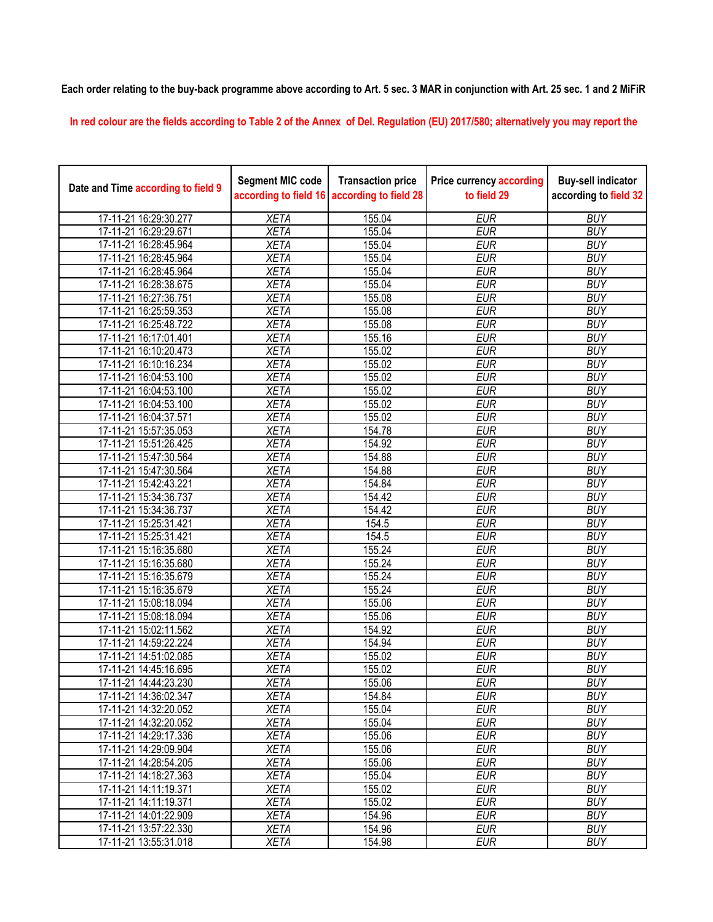Each order relating to the buy-back programme above according to Art. 5 sec. 3 MAR in conjunction with Art. 25 sec. 1 and 2 MiFiR

In red colour are the fields according to Table 2 of the Annex of Del. Regulation (EU) 2017/580; alternatively you may report the

| Date and Time according to field 9 | Segment MIC code according to field 16 | Transaction price according to field 28 | Price currency according to field 29 | Buy-sell indicator according to field 32 |
|---|---|---|---|---|
| 17-11-21 16:29:30.277 | XETA | 155.04 | EUR | BUY |
| 17-11-21 16:29:29.671 | XETA | 155.04 | EUR | BUY |
| 17-11-21 16:28:45.964 | XETA | 155.04 | EUR | BUY |
| 17-11-21 16:28:45.964 | XETA | 155.04 | EUR | BUY |
| 17-11-21 16:28:45.964 | XETA | 155.04 | EUR | BUY |
| 17-11-21 16:28:38.675 | XETA | 155.04 | EUR | BUY |
| 17-11-21 16:27:36.751 | XETA | 155.08 | EUR | BUY |
| 17-11-21 16:25:59.353 | XETA | 155.08 | EUR | BUY |
| 17-11-21 16:25:48.722 | XETA | 155.08 | EUR | BUY |
| 17-11-21 16:17:01.401 | XETA | 155.16 | EUR | BUY |
| 17-11-21 16:10:20.473 | XETA | 155.02 | EUR | BUY |
| 17-11-21 16:10:16.234 | XETA | 155.02 | EUR | BUY |
| 17-11-21 16:04:53.100 | XETA | 155.02 | EUR | BUY |
| 17-11-21 16:04:53.100 | XETA | 155.02 | EUR | BUY |
| 17-11-21 16:04:53.100 | XETA | 155.02 | EUR | BUY |
| 17-11-21 16:04:37.571 | XETA | 155.02 | EUR | BUY |
| 17-11-21 15:57:35.053 | XETA | 154.78 | EUR | BUY |
| 17-11-21 15:51:26.425 | XETA | 154.92 | EUR | BUY |
| 17-11-21 15:47:30.564 | XETA | 154.88 | EUR | BUY |
| 17-11-21 15:47:30.564 | XETA | 154.88 | EUR | BUY |
| 17-11-21 15:42:43.221 | XETA | 154.84 | EUR | BUY |
| 17-11-21 15:34:36.737 | XETA | 154.42 | EUR | BUY |
| 17-11-21 15:34:36.737 | XETA | 154.42 | EUR | BUY |
| 17-11-21 15:25:31.421 | XETA | 154.5 | EUR | BUY |
| 17-11-21 15:25:31.421 | XETA | 154.5 | EUR | BUY |
| 17-11-21 15:16:35.680 | XETA | 155.24 | EUR | BUY |
| 17-11-21 15:16:35.680 | XETA | 155.24 | EUR | BUY |
| 17-11-21 15:16:35.679 | XETA | 155.24 | EUR | BUY |
| 17-11-21 15:16:35.679 | XETA | 155.24 | EUR | BUY |
| 17-11-21 15:08:18.094 | XETA | 155.06 | EUR | BUY |
| 17-11-21 15:08:18.094 | XETA | 155.06 | EUR | BUY |
| 17-11-21 15:02:11.562 | XETA | 154.92 | EUR | BUY |
| 17-11-21 14:59:22.224 | XETA | 154.94 | EUR | BUY |
| 17-11-21 14:51:02.085 | XETA | 155.02 | EUR | BUY |
| 17-11-21 14:45:16.695 | XETA | 155.02 | EUR | BUY |
| 17-11-21 14:44:23.230 | XETA | 155.06 | EUR | BUY |
| 17-11-21 14:36:02.347 | XETA | 154.84 | EUR | BUY |
| 17-11-21 14:32:20.052 | XETA | 155.04 | EUR | BUY |
| 17-11-21 14:32:20.052 | XETA | 155.04 | EUR | BUY |
| 17-11-21 14:29:17.336 | XETA | 155.06 | EUR | BUY |
| 17-11-21 14:29:09.904 | XETA | 155.06 | EUR | BUY |
| 17-11-21 14:28:54.205 | XETA | 155.06 | EUR | BUY |
| 17-11-21 14:18:27.363 | XETA | 155.04 | EUR | BUY |
| 17-11-21 14:11:19.371 | XETA | 155.02 | EUR | BUY |
| 17-11-21 14:11:19.371 | XETA | 155.02 | EUR | BUY |
| 17-11-21 14:01:22.909 | XETA | 154.96 | EUR | BUY |
| 17-11-21 13:57:22.330 | XETA | 154.96 | EUR | BUY |
| 17-11-21 13:55:31.018 | XETA | 154.98 | EUR | BUY |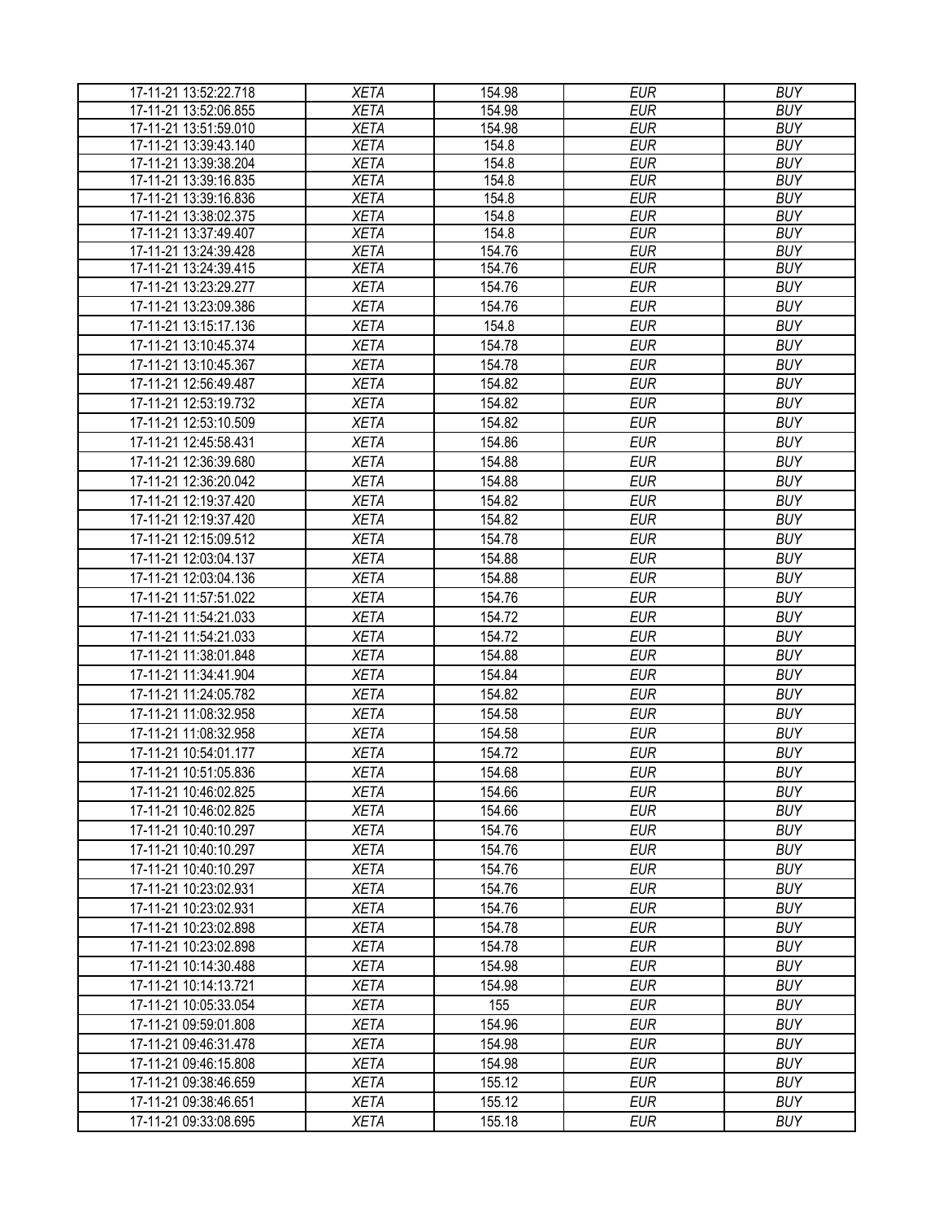| 17-11-21 13:52:22.718 | XETA | 154.98 | EUR | BUY |
|---|---|---|---|---|
| 17-11-21 13:52:06.855 | XETA | 154.98 | EUR | BUY |
| 17-11-21 13:51:59.010 | XETA | 154.98 | EUR | BUY |
| 17-11-21 13:39:43.140 | XETA | 154.8 | EUR | BUY |
| 17-11-21 13:39:38.204 | XETA | 154.8 | EUR | BUY |
| 17-11-21 13:39:16.835 | XETA | 154.8 | EUR | BUY |
| 17-11-21 13:39:16.836 | XETA | 154.8 | EUR | BUY |
| 17-11-21 13:38:02.375 | XETA | 154.8 | EUR | BUY |
| 17-11-21 13:37:49.407 | XETA | 154.8 | EUR | BUY |
| 17-11-21 13:24:39.428 | XETA | 154.76 | EUR | BUY |
| 17-11-21 13:24:39.415 | XETA | 154.76 | EUR | BUY |
| 17-11-21 13:23:29.277 | XETA | 154.76 | EUR | BUY |
| 17-11-21 13:23:09.386 | XETA | 154.76 | EUR | BUY |
| 17-11-21 13:15:17.136 | XETA | 154.8 | EUR | BUY |
| 17-11-21 13:10:45.374 | XETA | 154.78 | EUR | BUY |
| 17-11-21 13:10:45.367 | XETA | 154.78 | EUR | BUY |
| 17-11-21 12:56:49.487 | XETA | 154.82 | EUR | BUY |
| 17-11-21 12:53:19.732 | XETA | 154.82 | EUR | BUY |
| 17-11-21 12:53:10.509 | XETA | 154.82 | EUR | BUY |
| 17-11-21 12:45:58.431 | XETA | 154.86 | EUR | BUY |
| 17-11-21 12:36:39.680 | XETA | 154.88 | EUR | BUY |
| 17-11-21 12:36:20.042 | XETA | 154.88 | EUR | BUY |
| 17-11-21 12:19:37.420 | XETA | 154.82 | EUR | BUY |
| 17-11-21 12:19:37.420 | XETA | 154.82 | EUR | BUY |
| 17-11-21 12:15:09.512 | XETA | 154.78 | EUR | BUY |
| 17-11-21 12:03:04.137 | XETA | 154.88 | EUR | BUY |
| 17-11-21 12:03:04.136 | XETA | 154.88 | EUR | BUY |
| 17-11-21 11:57:51.022 | XETA | 154.76 | EUR | BUY |
| 17-11-21 11:54:21.033 | XETA | 154.72 | EUR | BUY |
| 17-11-21 11:54:21.033 | XETA | 154.72 | EUR | BUY |
| 17-11-21 11:38:01.848 | XETA | 154.88 | EUR | BUY |
| 17-11-21 11:34:41.904 | XETA | 154.84 | EUR | BUY |
| 17-11-21 11:24:05.782 | XETA | 154.82 | EUR | BUY |
| 17-11-21 11:08:32.958 | XETA | 154.58 | EUR | BUY |
| 17-11-21 11:08:32.958 | XETA | 154.58 | EUR | BUY |
| 17-11-21 10:54:01.177 | XETA | 154.72 | EUR | BUY |
| 17-11-21 10:51:05.836 | XETA | 154.68 | EUR | BUY |
| 17-11-21 10:46:02.825 | XETA | 154.66 | EUR | BUY |
| 17-11-21 10:46:02.825 | XETA | 154.66 | EUR | BUY |
| 17-11-21 10:40:10.297 | XETA | 154.76 | EUR | BUY |
| 17-11-21 10:40:10.297 | XETA | 154.76 | EUR | BUY |
| 17-11-21 10:40:10.297 | XETA | 154.76 | EUR | BUY |
| 17-11-21 10:23:02.931 | XETA | 154.76 | EUR | BUY |
| 17-11-21 10:23:02.931 | XETA | 154.76 | EUR | BUY |
| 17-11-21 10:23:02.898 | XETA | 154.78 | EUR | BUY |
| 17-11-21 10:23:02.898 | XETA | 154.78 | EUR | BUY |
| 17-11-21 10:14:30.488 | XETA | 154.98 | EUR | BUY |
| 17-11-21 10:14:13.721 | XETA | 154.98 | EUR | BUY |
| 17-11-21 10:05:33.054 | XETA | 155 | EUR | BUY |
| 17-11-21 09:59:01.808 | XETA | 154.96 | EUR | BUY |
| 17-11-21 09:46:31.478 | XETA | 154.98 | EUR | BUY |
| 17-11-21 09:46:15.808 | XETA | 154.98 | EUR | BUY |
| 17-11-21 09:38:46.659 | XETA | 155.12 | EUR | BUY |
| 17-11-21 09:38:46.651 | XETA | 155.12 | EUR | BUY |
| 17-11-21 09:33:08.695 | XETA | 155.18 | EUR | BUY |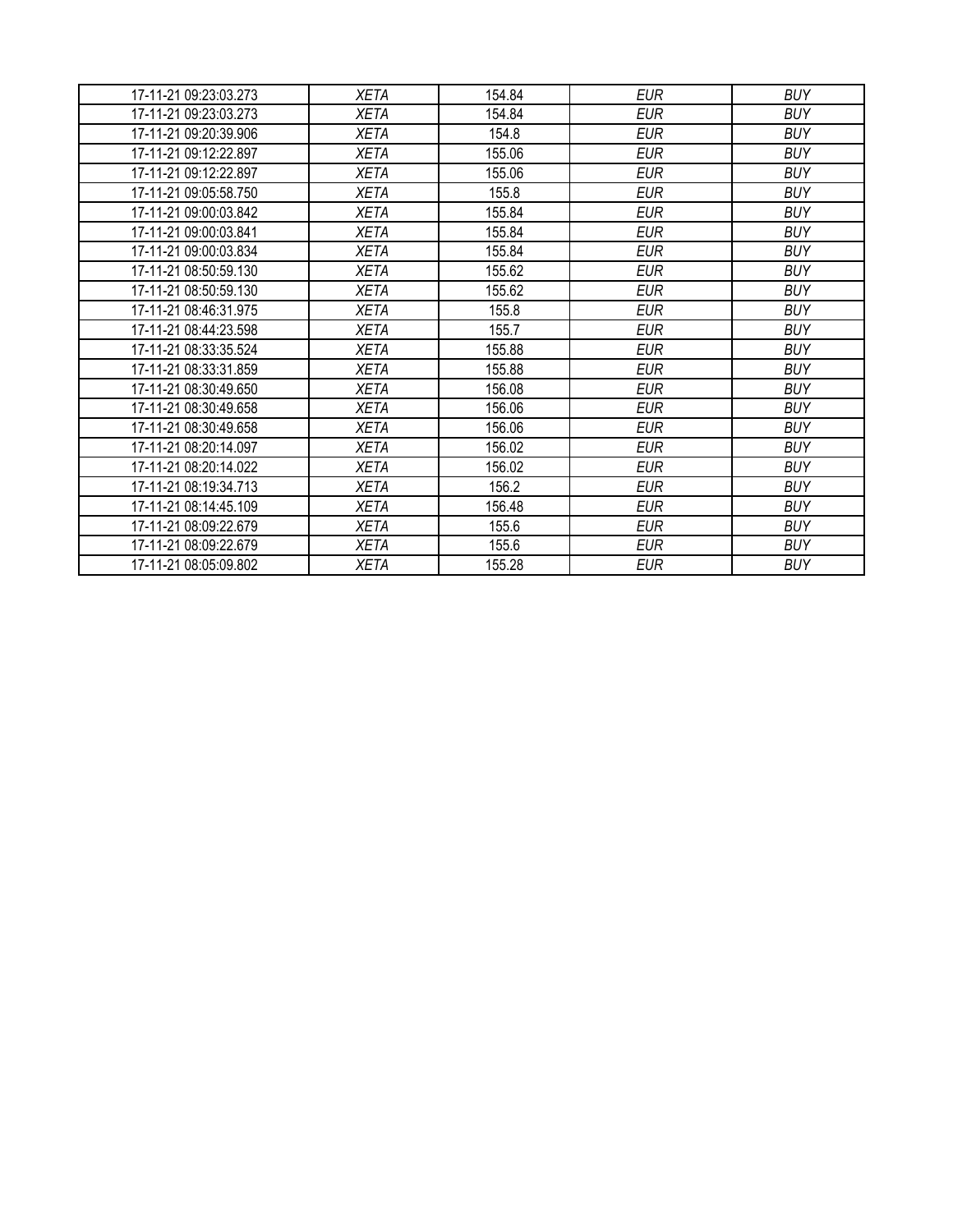| | | | | |
|---|---|---|---|---|
| 17-11-21 09:23:03.273 | *XETA* | 154.84 | *EUR* | *BUY* |
| 17-11-21 09:23:03.273 | *XETA* | 154.84 | *EUR* | *BUY* |
| 17-11-21 09:20:39.906 | *XETA* | 154.8 | *EUR* | *BUY* |
| 17-11-21 09:12:22.897 | *XETA* | 155.06 | *EUR* | *BUY* |
| 17-11-21 09:12:22.897 | *XETA* | 155.06 | *EUR* | *BUY* |
| 17-11-21 09:05:58.750 | *XETA* | 155.8 | *EUR* | *BUY* |
| 17-11-21 09:00:03.842 | *XETA* | 155.84 | *EUR* | *BUY* |
| 17-11-21 09:00:03.841 | *XETA* | 155.84 | *EUR* | *BUY* |
| 17-11-21 09:00:03.834 | *XETA* | 155.84 | *EUR* | *BUY* |
| 17-11-21 08:50:59.130 | *XETA* | 155.62 | *EUR* | *BUY* |
| 17-11-21 08:50:59.130 | *XETA* | 155.62 | *EUR* | *BUY* |
| 17-11-21 08:46:31.975 | *XETA* | 155.8 | *EUR* | *BUY* |
| 17-11-21 08:44:23.598 | *XETA* | 155.7 | *EUR* | *BUY* |
| 17-11-21 08:33:35.524 | *XETA* | 155.88 | *EUR* | *BUY* |
| 17-11-21 08:33:31.859 | *XETA* | 155.88 | *EUR* | *BUY* |
| 17-11-21 08:30:49.650 | *XETA* | 156.08 | *EUR* | *BUY* |
| 17-11-21 08:30:49.658 | *XETA* | 156.06 | *EUR* | *BUY* |
| 17-11-21 08:30:49.658 | *XETA* | 156.06 | *EUR* | *BUY* |
| 17-11-21 08:20:14.097 | *XETA* | 156.02 | *EUR* | *BUY* |
| 17-11-21 08:20:14.022 | *XETA* | 156.02 | *EUR* | *BUY* |
| 17-11-21 08:19:34.713 | *XETA* | 156.2 | *EUR* | *BUY* |
| 17-11-21 08:14:45.109 | *XETA* | 156.48 | *EUR* | *BUY* |
| 17-11-21 08:09:22.679 | *XETA* | 155.6 | *EUR* | *BUY* |
| 17-11-21 08:09:22.679 | *XETA* | 155.6 | *EUR* | *BUY* |
| 17-11-21 08:05:09.802 | *XETA* | 155.28 | *EUR* | *BUY* |